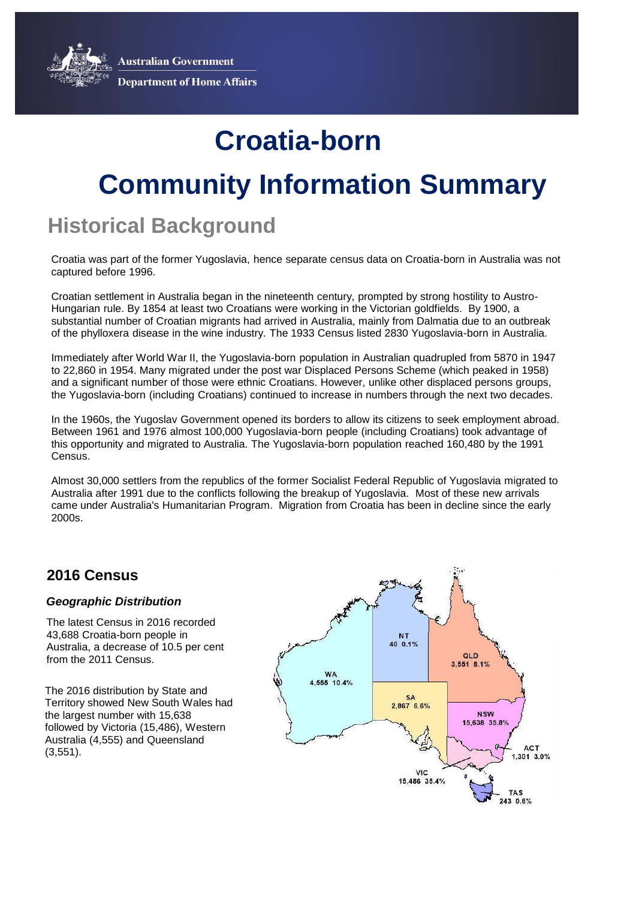Australian Government
Department of Home Affairs

# Croatia-born

# Community Information Summary

## Historical Background

Croatia was part of the former Yugoslavia, hence separate census data on Croatia-born in Australia was not captured before 1996.

Croatian settlement in Australia began in the nineteenth century, prompted by strong hostility to Austro-Hungarian rule. By 1854 at least two Croatians were working in the Victorian goldfields. By 1900, a substantial number of Croatian migrants had arrived in Australia, mainly from Dalmatia due to an outbreak of the phylloxera disease in the wine industry. The 1933 Census listed 2830 Yugoslavia-born in Australia.

Immediately after World War II, the Yugoslavia-born population in Australian quadrupled from 5870 in 1947 to 22,860 in 1954. Many migrated under the post war Displaced Persons Scheme (which peaked in 1958) and a significant number of those were ethnic Croatians. However, unlike other displaced persons groups, the Yugoslavia-born (including Croatians) continued to increase in numbers through the next two decades.

In the 1960s, the Yugoslav Government opened its borders to allow its citizens to seek employment abroad. Between 1961 and 1976 almost 100,000 Yugoslavia-born people (including Croatians) took advantage of this opportunity and migrated to Australia. The Yugoslavia-born population reached 160,480 by the 1991 Census.

Almost 30,000 settlers from the republics of the former Socialist Federal Republic of Yugoslavia migrated to Australia after 1991 due to the conflicts following the breakup of Yugoslavia. Most of these new arrivals came under Australia's Humanitarian Program. Migration from Croatia has been in decline since the early 2000s.

### 2016 Census

#### *Geographic Distribution*

The latest Census in 2016 recorded 43,688 Croatia-born people in Australia, a decrease of 10.5 per cent from the 2011 Census.

The 2016 distribution by State and Territory showed New South Wales had the largest number with 15,638 followed by Victoria (15,486), Western Australia (4,555) and Queensland (3,551).

| State/Territory | Number | Per cent |
| --- | --- | --- |
| NT | 40 | 0.1% |
| QLD | 3,551 | 8.1% |
| WA | 4,555 | 10.4% |
| SA | 2,867 | 6.6% |
| NSW | 15,638 | 35.8% |
| ACT | 1,301 | 3.0% |
| VIC | 15,486 | 35.4% |
| TAS | 243 | 0.6% |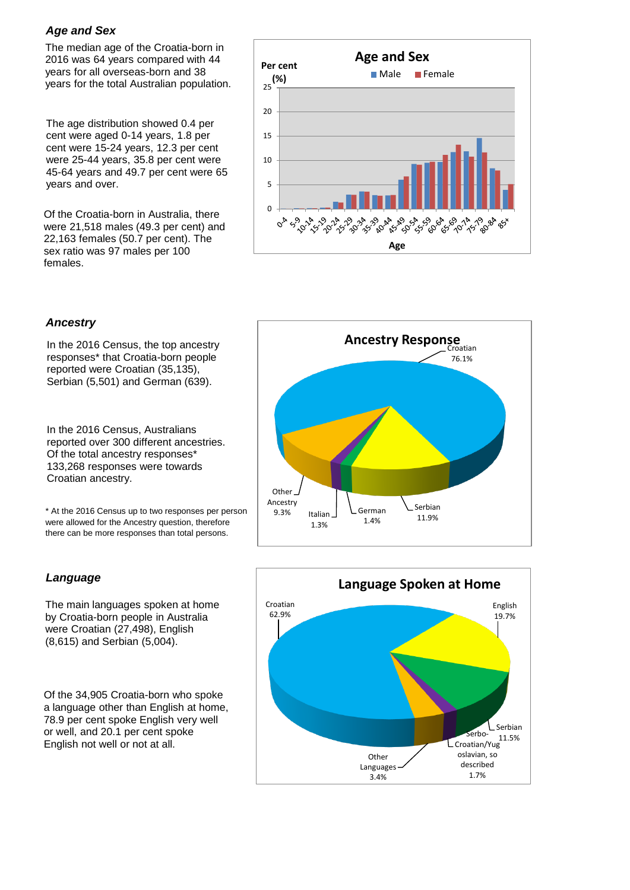### *Age and Sex*

The median age of the Croatia-born in 2016 was 64 years compared with 44 years for all overseas-born and 38 years for the total Australian population.

The age distribution showed 0.4 per cent were aged 0-14 years, 1.8 per cent were 15-24 years, 12.3 per cent were 25-44 years, 35.8 per cent were 45-64 years and 49.7 per cent were 65 years and over.

Of the Croatia-born in Australia, there were 21,518 males (49.3 per cent) and 22,163 females (50.7 per cent). The sex ratio was 97 males per 100 females.

**Age and Sex**

Per cent (%) — Male / Female — Age: 0-4, 5-9, 10-14, 15-19, 20-24, 25-29, 30-34, 35-39, 40-44, 45-49, 50-54, 55-59, 60-64, 65-69, 70-74, 75-79, 80-84, 85+

### *Ancestry*

In the 2016 Census, the top ancestry responses* that Croatia-born people reported were Croatian (35,135), Serbian (5,501) and German (639).

In the 2016 Census, Australians reported over 300 different ancestries. Of the total ancestry responses* 133,268 responses were towards Croatian ancestry.

\* At the 2016 Census up to two responses per person were allowed for the Ancestry question, therefore there can be more responses than total persons.

**Ancestry Response**

Croatian 76.1%; Serbian 11.9%; German 1.4%; Italian 1.3%; Other Ancestry 9.3%

### *Language*

The main languages spoken at home by Croatia-born people in Australia were Croatian (27,498), English (8,615) and Serbian (5,004).

Of the 34,905 Croatia-born who spoke a language other than English at home, 78.9 per cent spoke English very well or well, and 20.1 per cent spoke English not well or not at all.

**Language Spoken at Home**

Croatian 62.9%; English 19.7%; Serbian 11.5%; Serbo-Croatian/Yugoslavian, so described 1.7%; Other Languages 3.4%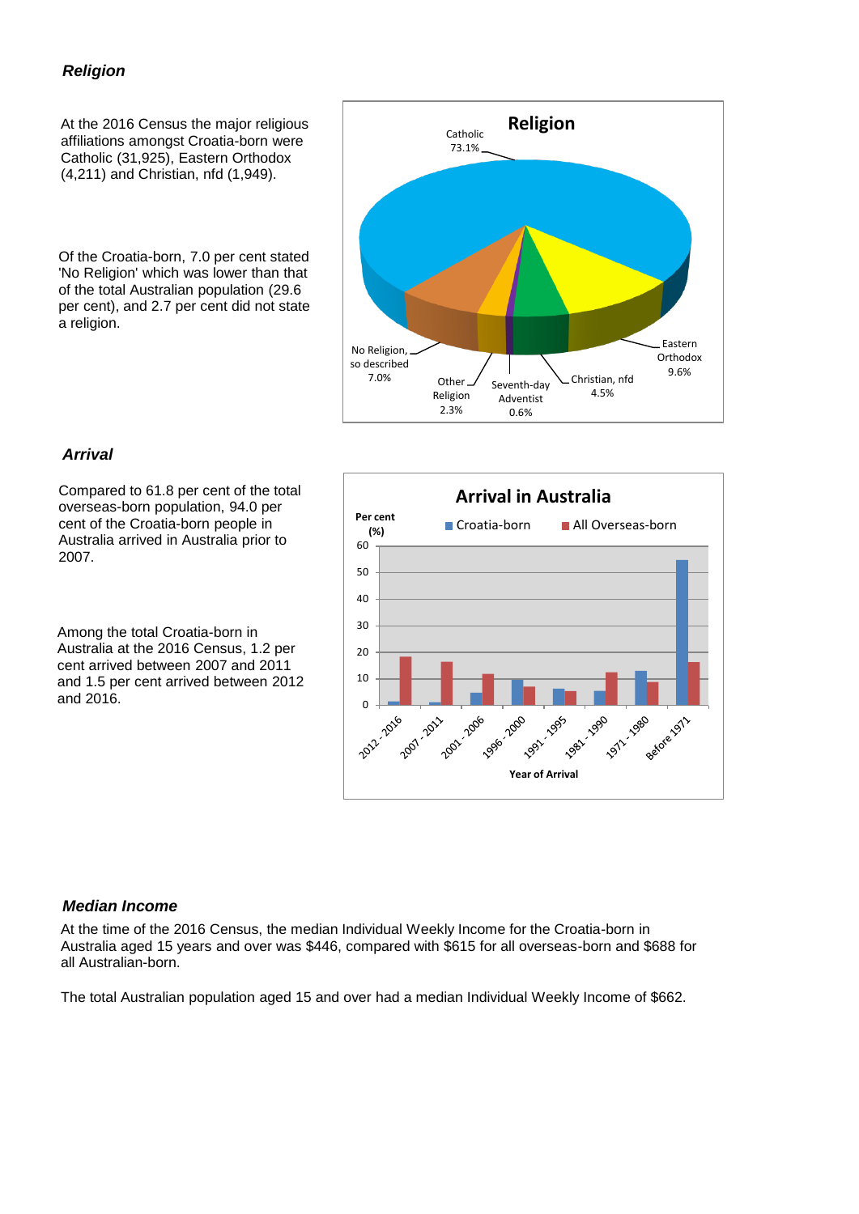### *Religion*

At the 2016 Census the major religious affiliations amongst Croatia-born were Catholic (31,925), Eastern Orthodox (4,211) and Christian, nfd (1,949).

Of the Croatia-born, 7.0 per cent stated 'No Religion' which was lower than that of the total Australian population (29.6 per cent), and 2.7 per cent did not state a religion.

**Religion**

Catholic 73.1%
Eastern Orthodox 9.6%
Christian, nfd 4.5%
Seventh-day Adventist 0.6%
Other Religion 2.3%
No Religion, so described 7.0%

### *Arrival*

Compared to 61.8 per cent of the total overseas-born population, 94.0 per cent of the Croatia-born people in Australia arrived in Australia prior to 2007.

Among the total Croatia-born in Australia at the 2016 Census, 1.2 per cent arrived between 2007 and 2011 and 1.5 per cent arrived between 2012 and 2016.

**Arrival in Australia**

Per cent (%) — Croatia-born / All Overseas-born

Year of Arrival: 2012 - 2016, 2007 - 2011, 2001 - 2006, 1996 - 2000, 1991 - 1995, 1981 - 1990, 1971 - 1980, Before 1971

### *Median Income*

At the time of the 2016 Census, the median Individual Weekly Income for the Croatia-born in Australia aged 15 years and over was $446, compared with $615 for all overseas-born and $688 for all Australian-born.

The total Australian population aged 15 and over had a median Individual Weekly Income of $662.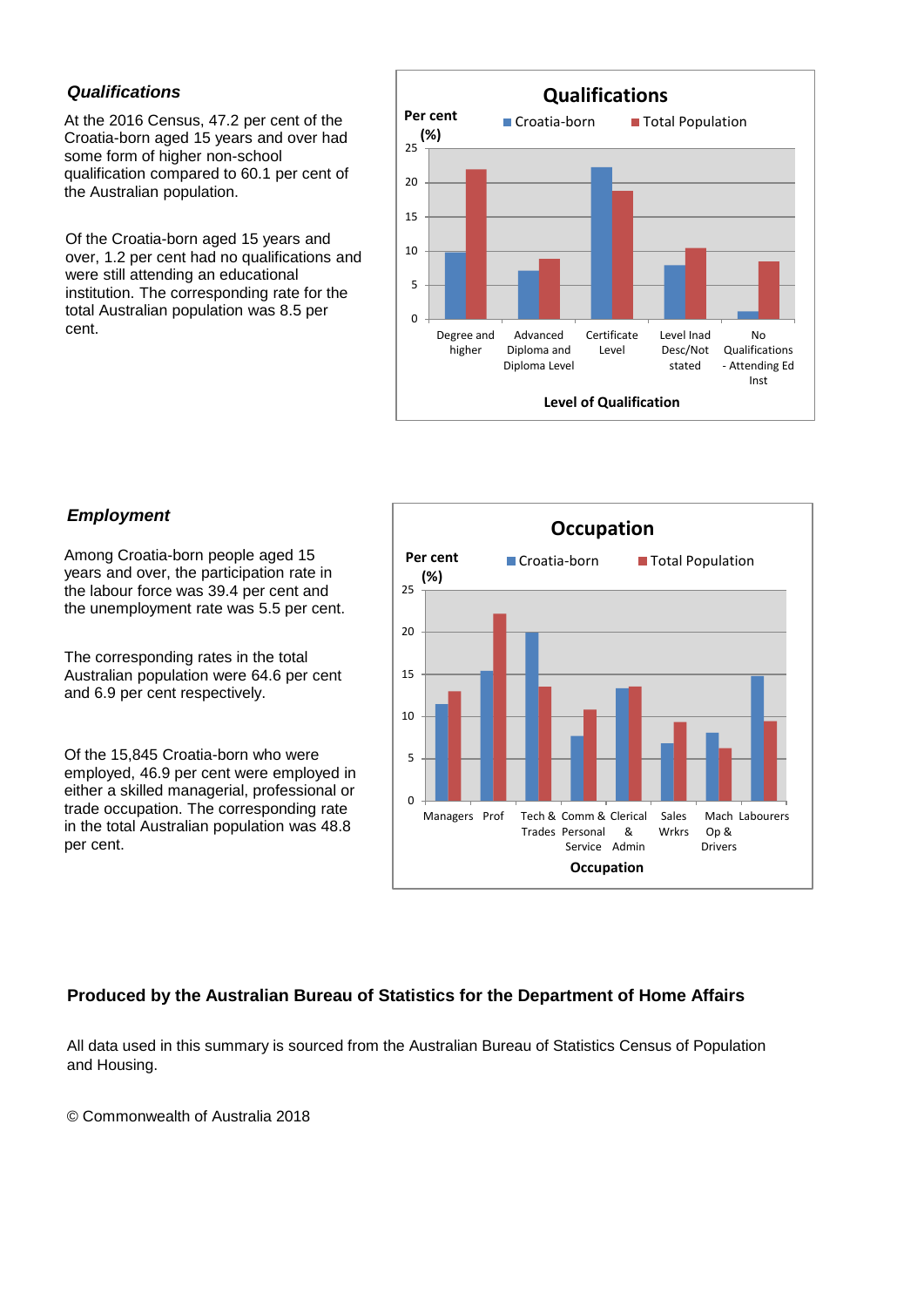### *Qualifications*

At the 2016 Census, 47.2 per cent of the Croatia-born aged 15 years and over had some form of higher non-school qualification compared to 60.1 per cent of the Australian population.

Of the Croatia-born aged 15 years and over, 1.2 per cent had no qualifications and were still attending an educational institution. The corresponding rate for the total Australian population was 8.5 per cent.

Qualifications

Per cent (%)

Croatia-born

Total Population

25
20
15
10
5
0

Degree and higher

Advanced Diploma and Diploma Level

Certificate Level

Level Inad Desc/Not stated

No Qualifications - Attending Ed Inst

Level of Qualification

### *Employment*

Among Croatia-born people aged 15 years and over, the participation rate in the labour force was 39.4 per cent and the unemployment rate was 5.5 per cent.

The corresponding rates in the total Australian population were 64.6 per cent and 6.9 per cent respectively.

Of the 15,845 Croatia-born who were employed, 46.9 per cent were employed in either a skilled managerial, professional or trade occupation. The corresponding rate in the total Australian population was 48.8 per cent.

Occupation

Per cent (%)

Croatia-born

Total Population

25
20
15
10
5
0

Managers

Prof

Tech & Trades

Comm & Personal Service

Clerical & Admin

Sales Wrkrs

Mach Op & Drivers

Labourers

Occupation

**Produced by the Australian Bureau of Statistics for the Department of Home Affairs**

All data used in this summary is sourced from the Australian Bureau of Statistics Census of Population and Housing.

© Commonwealth of Australia 2018